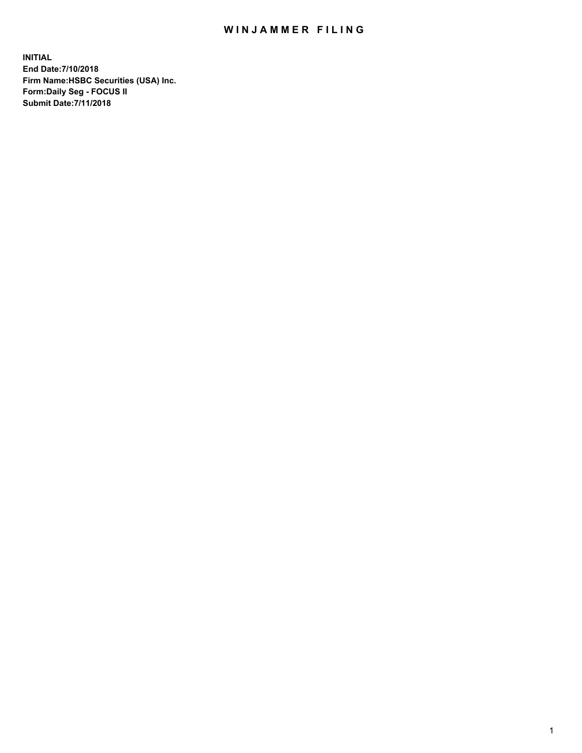# WINJAMMER FILING

**INITIAL**
**End Date:7/10/2018**
**Firm Name:HSBC Securities (USA) Inc.**
**Form:Daily Seg - FOCUS II**
**Submit Date:7/11/2018**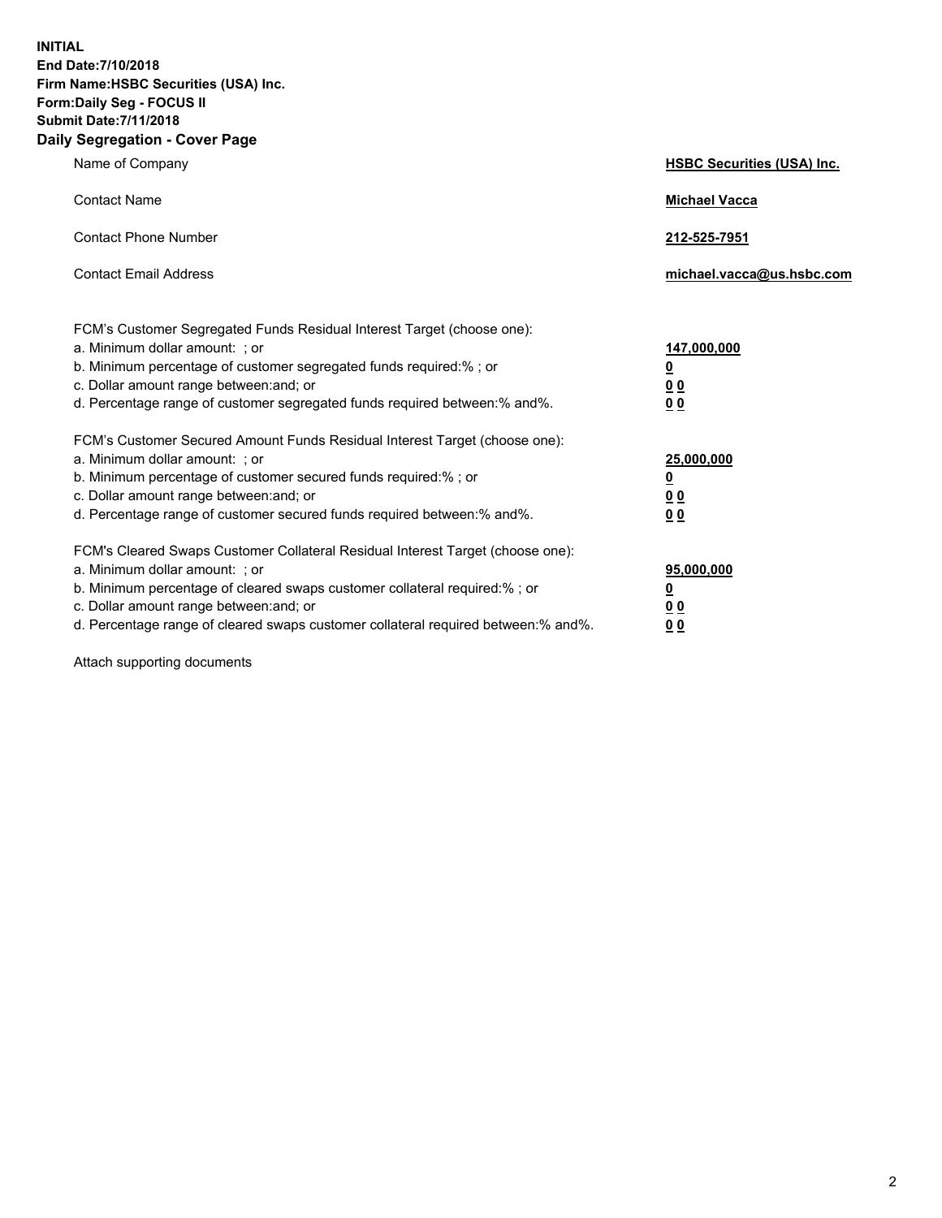**INITIAL**
**End Date:7/10/2018**
**Firm Name:HSBC Securities (USA) Inc.**
**Form:Daily Seg - FOCUS II**
**Submit Date:7/11/2018**
**Daily Segregation - Cover Page**

| | |
|---|---|
| Name of Company | **HSBC Securities (USA) Inc.** |
| Contact Name | **Michael Vacca** |
| Contact Phone Number | **212-525-7951** |
| Contact Email Address | **michael.vacca@us.hsbc.com** |

| | |
|---|---|
| FCM's Customer Segregated Funds Residual Interest Target (choose one): | |
| a. Minimum dollar amount: ; or | **147,000,000** |
| b. Minimum percentage of customer segregated funds required:% ; or | **0** |
| c. Dollar amount range between:and; or | **0 0** |
| d. Percentage range of customer segregated funds required between:% and%. | **0 0** |
| FCM's Customer Secured Amount Funds Residual Interest Target (choose one): | |
| a. Minimum dollar amount: ; or | **25,000,000** |
| b. Minimum percentage of customer secured funds required:% ; or | **0** |
| c. Dollar amount range between:and; or | **0 0** |
| d. Percentage range of customer secured funds required between:% and%. | **0 0** |
| FCM's Cleared Swaps Customer Collateral Residual Interest Target (choose one): | |
| a. Minimum dollar amount: ; or | **95,000,000** |
| b. Minimum percentage of cleared swaps customer collateral required:% ; or | **0** |
| c. Dollar amount range between:and; or | **0 0** |
| d. Percentage range of cleared swaps customer collateral required between:% and%. | **0 0** |

Attach supporting documents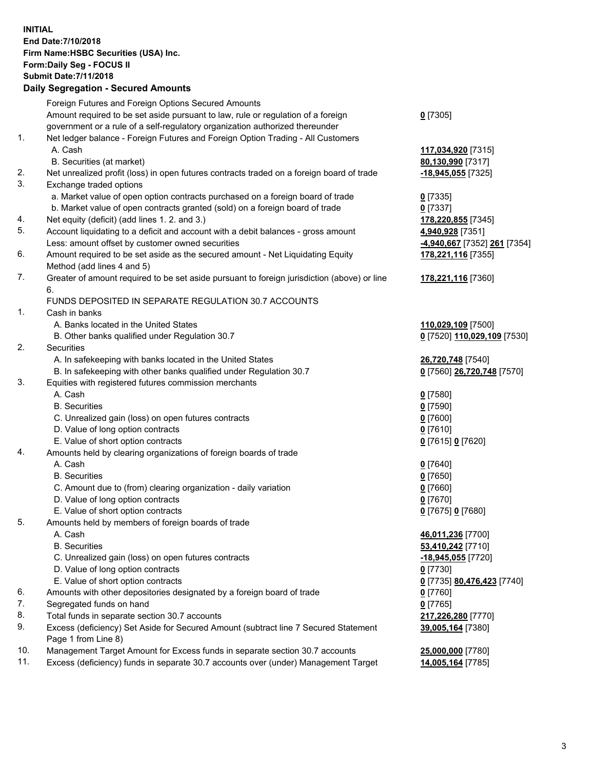**INITIAL**
**End Date:7/10/2018**
**Firm Name:HSBC Securities (USA) Inc.**
**Form:Daily Seg - FOCUS II**
**Submit Date:7/11/2018**

**Daily Segregation - Secured Amounts**

| | | |
|---|---|---|
| | Foreign Futures and Foreign Options Secured Amounts | |
| | Amount required to be set aside pursuant to law, rule or regulation of a foreign government or a rule of a self-regulatory organization authorized thereunder | **0** [7305] |
| 1. | Net ledger balance - Foreign Futures and Foreign Option Trading - All Customers | |
| | A. Cash | **117,034,920** [7315] |
| | B. Securities (at market) | **80,130,990** [7317] |
| 2. | Net unrealized profit (loss) in open futures contracts traded on a foreign board of trade | **-18,945,055** [7325] |
| 3. | Exchange traded options | |
| | a. Market value of open option contracts purchased on a foreign board of trade | **0** [7335] |
| | b. Market value of open contracts granted (sold) on a foreign board of trade | **0** [7337] |
| 4. | Net equity (deficit) (add lines 1. 2. and 3.) | **178,220,855** [7345] |
| 5. | Account liquidating to a deficit and account with a debit balances - gross amount | **4,940,928** [7351] |
| | Less: amount offset by customer owned securities | **-4,940,667** [7352] **261** [7354] |
| 6. | Amount required to be set aside as the secured amount - Net Liquidating Equity Method (add lines 4 and 5) | **178,221,116** [7355] |
| 7. | Greater of amount required to be set aside pursuant to foreign jurisdiction (above) or line 6. | **178,221,116** [7360] |
| | FUNDS DEPOSITED IN SEPARATE REGULATION 30.7 ACCOUNTS | |
| 1. | Cash in banks | |
| | A. Banks located in the United States | **110,029,109** [7500] |
| | B. Other banks qualified under Regulation 30.7 | **0** [7520] **110,029,109** [7530] |
| 2. | Securities | |
| | A. In safekeeping with banks located in the United States | **26,720,748** [7540] |
| | B. In safekeeping with other banks qualified under Regulation 30.7 | **0** [7560] **26,720,748** [7570] |
| 3. | Equities with registered futures commission merchants | |
| | A. Cash | **0** [7580] |
| | B. Securities | **0** [7590] |
| | C. Unrealized gain (loss) on open futures contracts | **0** [7600] |
| | D. Value of long option contracts | **0** [7610] |
| | E. Value of short option contracts | **0** [7615] **0** [7620] |
| 4. | Amounts held by clearing organizations of foreign boards of trade | |
| | A. Cash | **0** [7640] |
| | B. Securities | **0** [7650] |
| | C. Amount due to (from) clearing organization - daily variation | **0** [7660] |
| | D. Value of long option contracts | **0** [7670] |
| | E. Value of short option contracts | **0** [7675] **0** [7680] |
| 5. | Amounts held by members of foreign boards of trade | |
| | A. Cash | **46,011,236** [7700] |
| | B. Securities | **53,410,242** [7710] |
| | C. Unrealized gain (loss) on open futures contracts | **-18,945,055** [7720] |
| | D. Value of long option contracts | **0** [7730] |
| | E. Value of short option contracts | **0** [7735] **80,476,423** [7740] |
| 6. | Amounts with other depositories designated by a foreign board of trade | **0** [7760] |
| 7. | Segregated funds on hand | **0** [7765] |
| 8. | Total funds in separate section 30.7 accounts | **217,226,280** [7770] |
| 9. | Excess (deficiency) Set Aside for Secured Amount (subtract line 7 Secured Statement Page 1 from Line 8) | **39,005,164** [7380] |
| 10. | Management Target Amount for Excess funds in separate section 30.7 accounts | **25,000,000** [7780] |
| 11. | Excess (deficiency) funds in separate 30.7 accounts over (under) Management Target | **14,005,164** [7785] |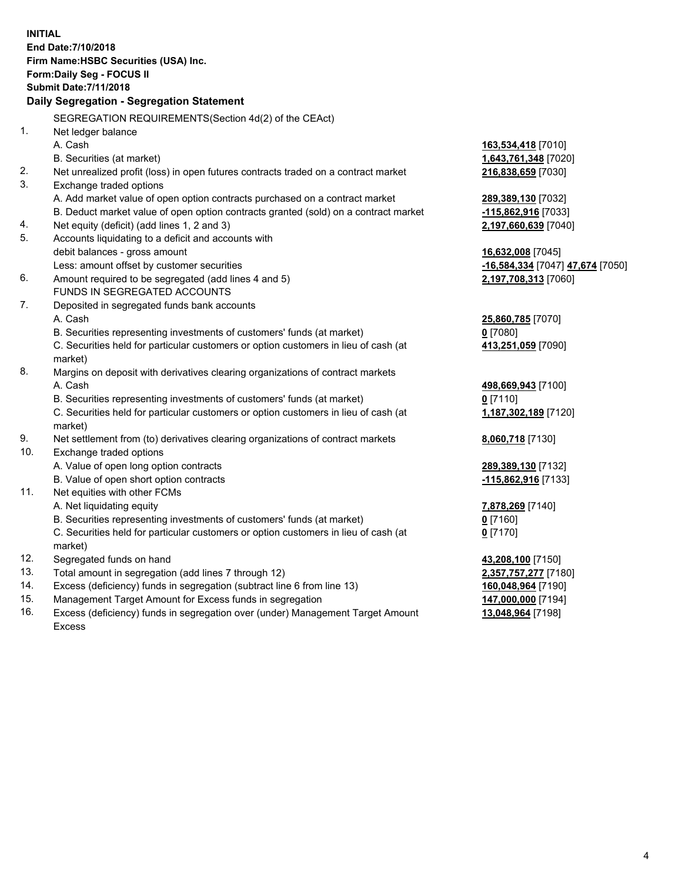**INITIAL**
**End Date:7/10/2018**
**Firm Name:HSBC Securities (USA) Inc.**
**Form:Daily Seg - FOCUS II**
**Submit Date:7/11/2018**

**Daily Segregation - Segregation Statement**

SEGREGATION REQUIREMENTS(Section 4d(2) of the CEAct)

| | | |
|---|---|---|
| 1. | Net ledger balance | |
| | A. Cash | **163,534,418** [7010] |
| | B. Securities (at market) | **1,643,761,348** [7020] |
| 2. | Net unrealized profit (loss) in open futures contracts traded on a contract market | **216,838,659** [7030] |
| 3. | Exchange traded options | |
| | A. Add market value of open option contracts purchased on a contract market | **289,389,130** [7032] |
| | B. Deduct market value of open option contracts granted (sold) on a contract market | **-115,862,916** [7033] |
| 4. | Net equity (deficit) (add lines 1, 2 and 3) | **2,197,660,639** [7040] |
| 5. | Accounts liquidating to a deficit and accounts with debit balances - gross amount | **16,632,008** [7045] |
| | Less: amount offset by customer securities | **-16,584,334** [7047] **47,674** [7050] |
| 6. | Amount required to be segregated (add lines 4 and 5) | **2,197,708,313** [7060] |
| | FUNDS IN SEGREGATED ACCOUNTS | |
| 7. | Deposited in segregated funds bank accounts | |
| | A. Cash | **25,860,785** [7070] |
| | B. Securities representing investments of customers' funds (at market) | **0** [7080] |
| | C. Securities held for particular customers or option customers in lieu of cash (at market) | **413,251,059** [7090] |
| 8. | Margins on deposit with derivatives clearing organizations of contract markets | |
| | A. Cash | **498,669,943** [7100] |
| | B. Securities representing investments of customers' funds (at market) | **0** [7110] |
| | C. Securities held for particular customers or option customers in lieu of cash (at market) | **1,187,302,189** [7120] |
| 9. | Net settlement from (to) derivatives clearing organizations of contract markets | **8,060,718** [7130] |
| 10. | Exchange traded options | |
| | A. Value of open long option contracts | **289,389,130** [7132] |
| | B. Value of open short option contracts | **-115,862,916** [7133] |
| 11. | Net equities with other FCMs | |
| | A. Net liquidating equity | **7,878,269** [7140] |
| | B. Securities representing investments of customers' funds (at market) | **0** [7160] |
| | C. Securities held for particular customers or option customers in lieu of cash (at market) | **0** [7170] |
| 12. | Segregated funds on hand | **43,208,100** [7150] |
| 13. | Total amount in segregation (add lines 7 through 12) | **2,357,757,277** [7180] |
| 14. | Excess (deficiency) funds in segregation (subtract line 6 from line 13) | **160,048,964** [7190] |
| 15. | Management Target Amount for Excess funds in segregation | **147,000,000** [7194] |
| 16. | Excess (deficiency) funds in segregation over (under) Management Target Amount Excess | **13,048,964** [7198] |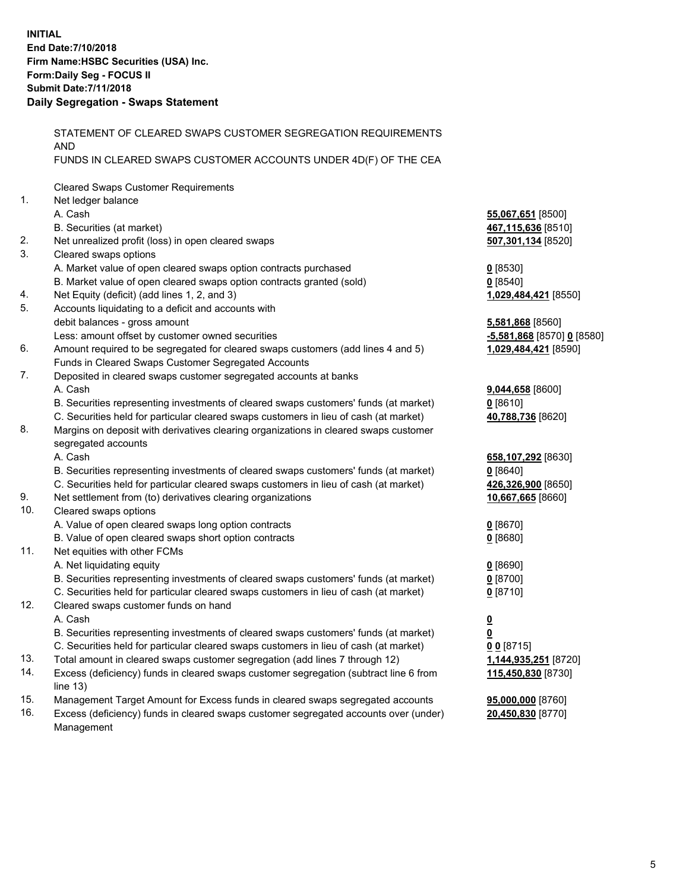**INITIAL**
**End Date:7/10/2018**
**Firm Name:HSBC Securities (USA) Inc.**
**Form:Daily Seg - FOCUS II**
**Submit Date:7/11/2018**
**Daily Segregation - Swaps Statement**

STATEMENT OF CLEARED SWAPS CUSTOMER SEGREGATION REQUIREMENTS AND FUNDS IN CLEARED SWAPS CUSTOMER ACCOUNTS UNDER 4D(F) OF THE CEA

| | | |
|---|---|---|
| | Cleared Swaps Customer Requirements | |
| 1. | Net ledger balance | |
| | A. Cash | **55,067,651** [8500] |
| | B. Securities (at market) | **467,115,636** [8510] |
| 2. | Net unrealized profit (loss) in open cleared swaps | **507,301,134** [8520] |
| 3. | Cleared swaps options | |
| | A. Market value of open cleared swaps option contracts purchased | **0** [8530] |
| | B. Market value of open cleared swaps option contracts granted (sold) | **0** [8540] |
| 4. | Net Equity (deficit) (add lines 1, 2, and 3) | **1,029,484,421** [8550] |
| 5. | Accounts liquidating to a deficit and accounts with debit balances - gross amount | **5,581,868** [8560] |
| | Less: amount offset by customer owned securities | **-5,581,868** [8570] **0** [8580] |
| 6. | Amount required to be segregated for cleared swaps customers (add lines 4 and 5) | **1,029,484,421** [8590] |
| | Funds in Cleared Swaps Customer Segregated Accounts | |
| 7. | Deposited in cleared swaps customer segregated accounts at banks | |
| | A. Cash | **9,044,658** [8600] |
| | B. Securities representing investments of cleared swaps customers' funds (at market) | **0** [8610] |
| | C. Securities held for particular cleared swaps customers in lieu of cash (at market) | **40,788,736** [8620] |
| 8. | Margins on deposit with derivatives clearing organizations in cleared swaps customer segregated accounts | |
| | A. Cash | **658,107,292** [8630] |
| | B. Securities representing investments of cleared swaps customers' funds (at market) | **0** [8640] |
| | C. Securities held for particular cleared swaps customers in lieu of cash (at market) | **426,326,900** [8650] |
| 9. | Net settlement from (to) derivatives clearing organizations | **10,667,665** [8660] |
| 10. | Cleared swaps options | |
| | A. Value of open cleared swaps long option contracts | **0** [8670] |
| | B. Value of open cleared swaps short option contracts | **0** [8680] |
| 11. | Net equities with other FCMs | |
| | A. Net liquidating equity | **0** [8690] |
| | B. Securities representing investments of cleared swaps customers' funds (at market) | **0** [8700] |
| | C. Securities held for particular cleared swaps customers in lieu of cash (at market) | **0** [8710] |
| 12. | Cleared swaps customer funds on hand | |
| | A. Cash | **0** |
| | B. Securities representing investments of cleared swaps customers' funds (at market) | **0** |
| | C. Securities held for particular cleared swaps customers in lieu of cash (at market) | **0** **0** [8715] |
| 13. | Total amount in cleared swaps customer segregation (add lines 7 through 12) | **1,144,935,251** [8720] |
| 14. | Excess (deficiency) funds in cleared swaps customer segregation (subtract line 6 from line 13) | **115,450,830** [8730] |
| 15. | Management Target Amount for Excess funds in cleared swaps segregated accounts | **95,000,000** [8760] |
| 16. | Excess (deficiency) funds in cleared swaps customer segregated accounts over (under) Management | **20,450,830** [8770] |